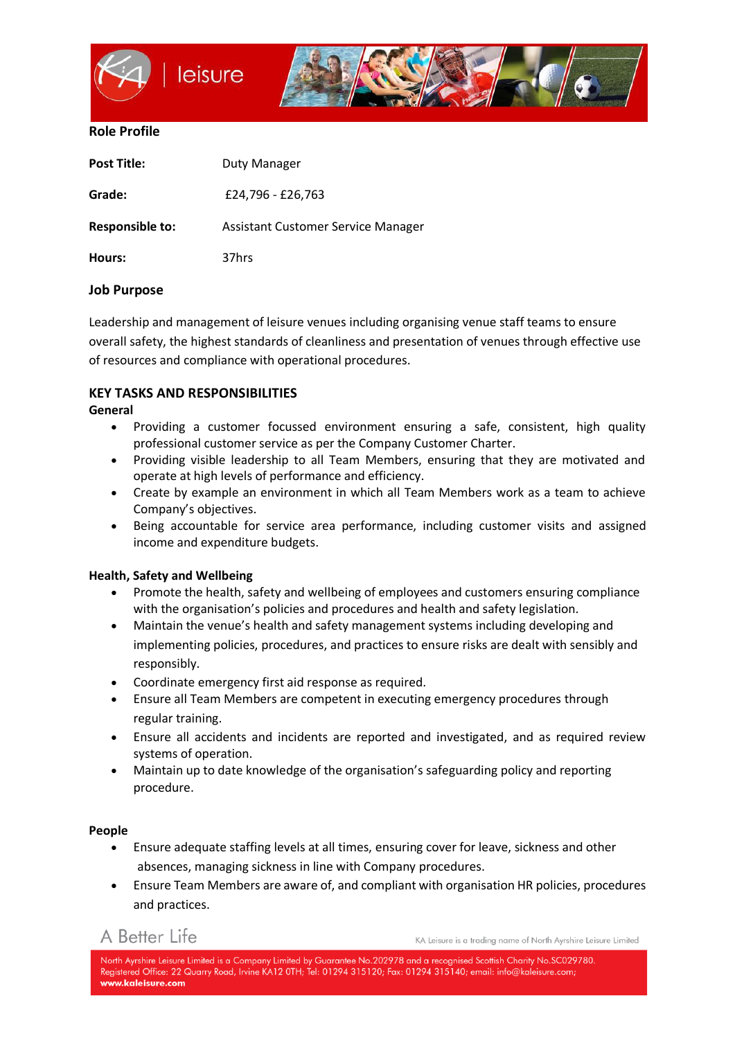## Role Profile

| | |
|---|---|
| **Post Title:** | Duty Manager |
| **Grade:** | £24,796 - £26,763 |
| **Responsible to:** | Assistant Customer Service Manager |
| **Hours:** | 37hrs |

## Job Purpose

Leadership and management of leisure venues including organising venue staff teams to ensure overall safety, the highest standards of cleanliness and presentation of venues through effective use of resources and compliance with operational procedures.

## KEY TASKS AND RESPONSIBILITIES

### General

- Providing a customer focussed environment ensuring a safe, consistent, high quality professional customer service as per the Company Customer Charter.
- Providing visible leadership to all Team Members, ensuring that they are motivated and operate at high levels of performance and efficiency.
- Create by example an environment in which all Team Members work as a team to achieve Company's objectives.
- Being accountable for service area performance, including customer visits and assigned income and expenditure budgets.

### Health, Safety and Wellbeing

- Promote the health, safety and wellbeing of employees and customers ensuring compliance with the organisation's policies and procedures and health and safety legislation.
- Maintain the venue's health and safety management systems including developing and implementing policies, procedures, and practices to ensure risks are dealt with sensibly and responsibly.
- Coordinate emergency first aid response as required.
- Ensure all Team Members are competent in executing emergency procedures through regular training.
- Ensure all accidents and incidents are reported and investigated, and as required review systems of operation.
- Maintain up to date knowledge of the organisation's safeguarding policy and reporting procedure.

### People

- Ensure adequate staffing levels at all times, ensuring cover for leave, sickness and other absences, managing sickness in line with Company procedures.
- Ensure Team Members are aware of, and compliant with organisation HR policies, procedures and practices.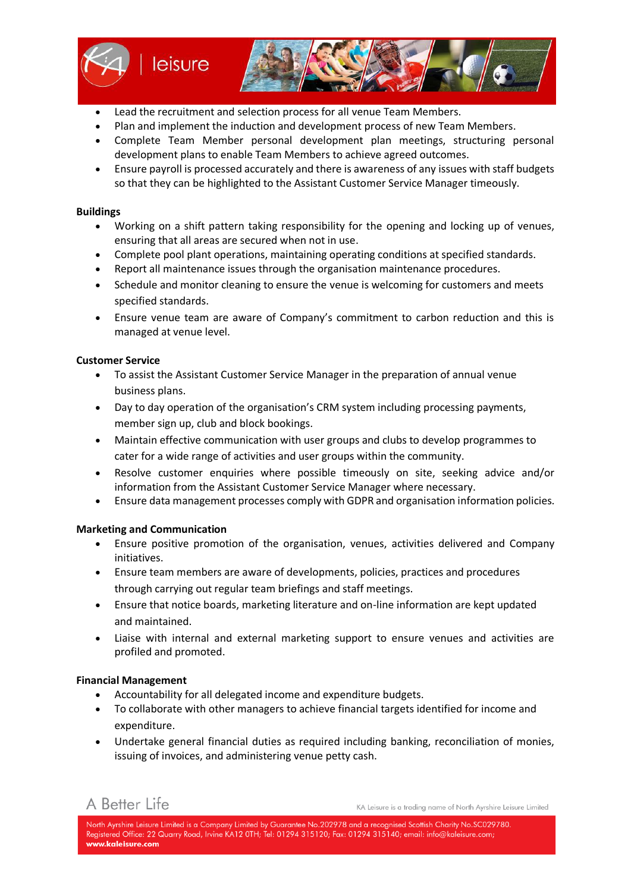- Lead the recruitment and selection process for all venue Team Members.
- Plan and implement the induction and development process of new Team Members.
- Complete Team Member personal development plan meetings, structuring personal development plans to enable Team Members to achieve agreed outcomes.
- Ensure payroll is processed accurately and there is awareness of any issues with staff budgets so that they can be highlighted to the Assistant Customer Service Manager timeously.

**Buildings**

- Working on a shift pattern taking responsibility for the opening and locking up of venues, ensuring that all areas are secured when not in use.
- Complete pool plant operations, maintaining operating conditions at specified standards.
- Report all maintenance issues through the organisation maintenance procedures.
- Schedule and monitor cleaning to ensure the venue is welcoming for customers and meets specified standards.
- Ensure venue team are aware of Company's commitment to carbon reduction and this is managed at venue level.

**Customer Service**

- To assist the Assistant Customer Service Manager in the preparation of annual venue business plans.
- Day to day operation of the organisation's CRM system including processing payments, member sign up, club and block bookings.
- Maintain effective communication with user groups and clubs to develop programmes to cater for a wide range of activities and user groups within the community.
- Resolve customer enquiries where possible timeously on site, seeking advice and/or information from the Assistant Customer Service Manager where necessary.
- Ensure data management processes comply with GDPR and organisation information policies.

**Marketing and Communication**

- Ensure positive promotion of the organisation, venues, activities delivered and Company initiatives.
- Ensure team members are aware of developments, policies, practices and procedures through carrying out regular team briefings and staff meetings.
- Ensure that notice boards, marketing literature and on-line information are kept updated and maintained.
- Liaise with internal and external marketing support to ensure venues and activities are profiled and promoted.

**Financial Management**

- Accountability for all delegated income and expenditure budgets.
- To collaborate with other managers to achieve financial targets identified for income and expenditure.
- Undertake general financial duties as required including banking, reconciliation of monies, issuing of invoices, and administering venue petty cash.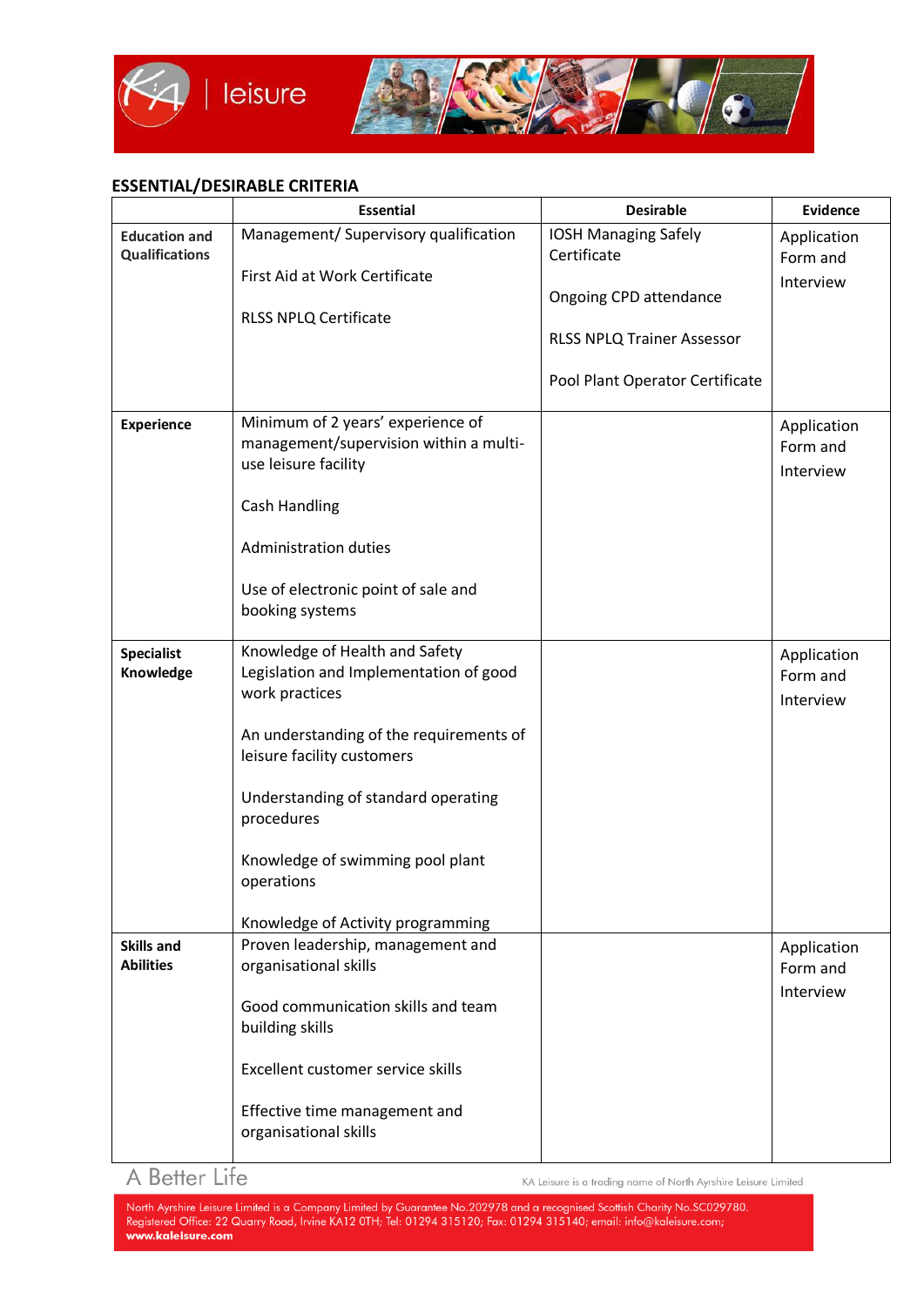## ESSENTIAL/DESIRABLE CRITERIA

| | Essential | Desirable | Evidence |
|---|---|---|---|
| **Education and Qualifications** | Management/ Supervisory qualification<br><br>First Aid at Work Certificate<br><br>RLSS NPLQ Certificate | IOSH Managing Safely Certificate<br><br>Ongoing CPD attendance<br><br>RLSS NPLQ Trainer Assessor<br><br>Pool Plant Operator Certificate | Application Form and Interview |
| **Experience** | Minimum of 2 years' experience of management/supervision within a multi-use leisure facility<br><br>Cash Handling<br><br>Administration duties<br><br>Use of electronic point of sale and booking systems | | Application Form and Interview |
| **Specialist Knowledge** | Knowledge of Health and Safety Legislation and Implementation of good work practices<br><br>An understanding of the requirements of leisure facility customers<br><br>Understanding of standard operating procedures<br><br>Knowledge of swimming pool plant operations<br><br>Knowledge of Activity programming | | Application Form and Interview |
| **Skills and Abilities** | Proven leadership, management and organisational skills<br><br>Good communication skills and team building skills<br><br>Excellent customer service skills<br><br>Effective time management and organisational skills | | Application Form and Interview |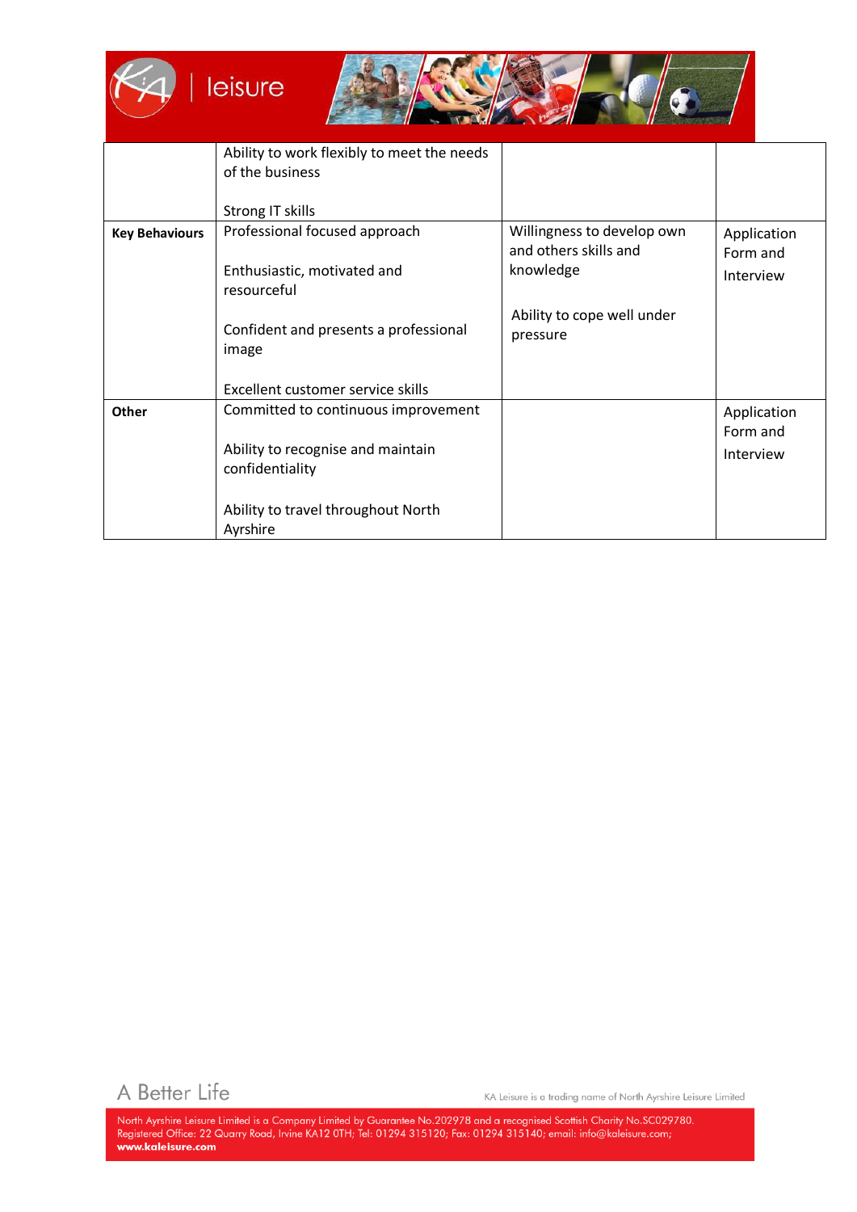| | | | |
|---|---|---|---|
| | Ability to work flexibly to meet the needs of the business<br><br>Strong IT skills | | |
| **Key Behaviours** | Professional focused approach<br><br>Enthusiastic, motivated and resourceful<br><br>Confident and presents a professional image<br><br>Excellent customer service skills | Willingness to develop own and others skills and knowledge<br><br>Ability to cope well under pressure | Application Form and Interview |
| **Other** | Committed to continuous improvement<br><br>Ability to recognise and maintain confidentiality<br><br>Ability to travel throughout North Ayrshire | | Application Form and Interview |